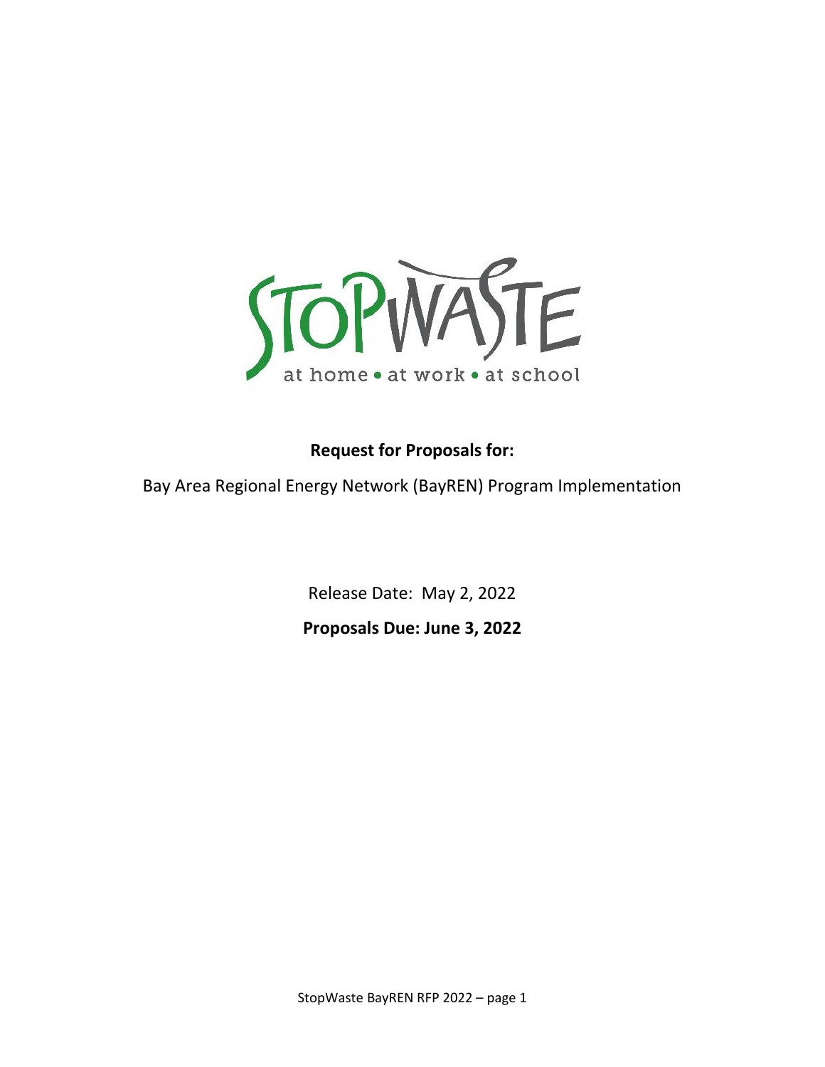**Request for Proposals for:**

Bay Area Regional Energy Network (BayREN) Program Implementation

Release Date: May 2, 2022

**Proposals Due: June 3, 2022**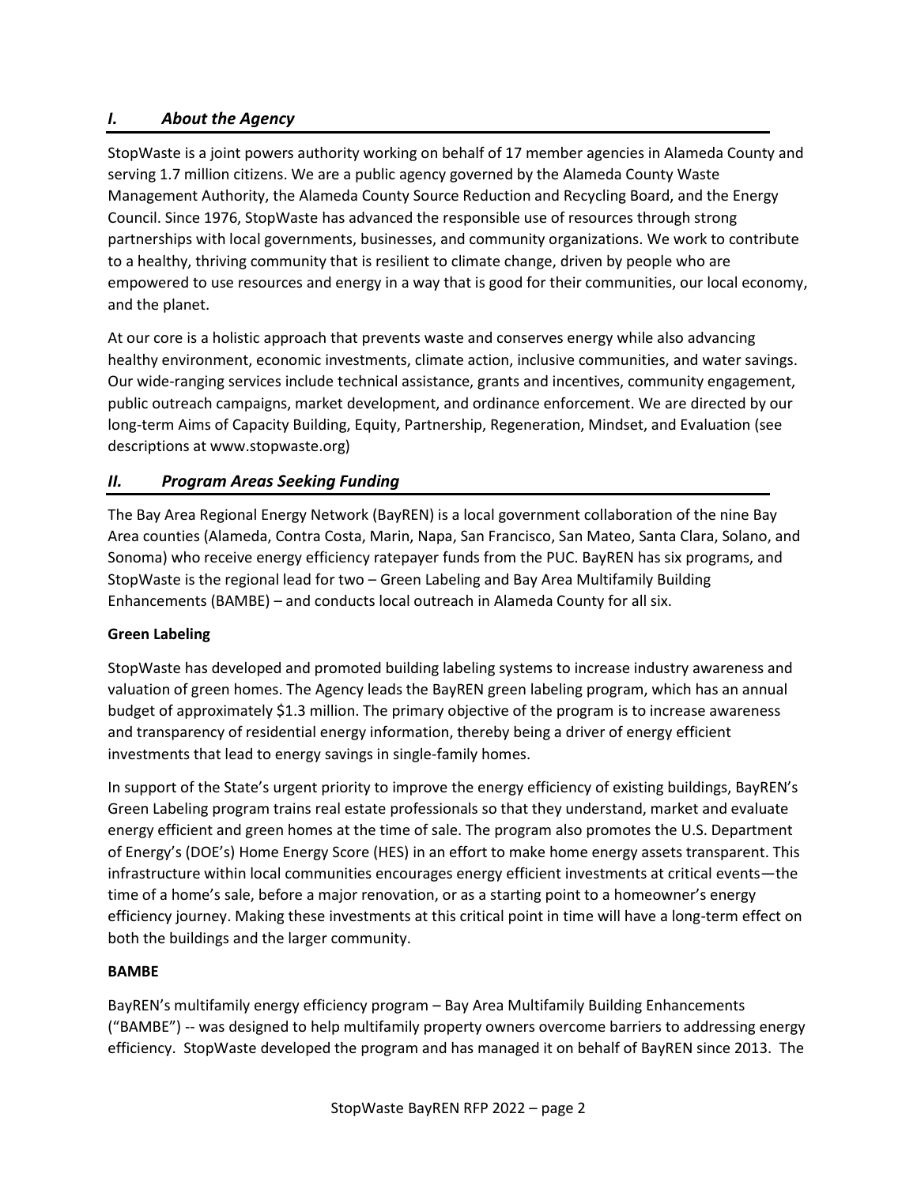## *I. About the Agency*

StopWaste is a joint powers authority working on behalf of 17 member agencies in Alameda County and serving 1.7 million citizens. We are a public agency governed by the Alameda County Waste Management Authority, the Alameda County Source Reduction and Recycling Board, and the Energy Council. Since 1976, StopWaste has advanced the responsible use of resources through strong partnerships with local governments, businesses, and community organizations. We work to contribute to a healthy, thriving community that is resilient to climate change, driven by people who are empowered to use resources and energy in a way that is good for their communities, our local economy, and the planet.

At our core is a holistic approach that prevents waste and conserves energy while also advancing healthy environment, economic investments, climate action, inclusive communities, and water savings. Our wide-ranging services include technical assistance, grants and incentives, community engagement, public outreach campaigns, market development, and ordinance enforcement. We are directed by our long-term Aims of Capacity Building, Equity, Partnership, Regeneration, Mindset, and Evaluation (see descriptions at www.stopwaste.org)

## *II. Program Areas Seeking Funding*

The Bay Area Regional Energy Network (BayREN) is a local government collaboration of the nine Bay Area counties (Alameda, Contra Costa, Marin, Napa, San Francisco, San Mateo, Santa Clara, Solano, and Sonoma) who receive energy efficiency ratepayer funds from the PUC. BayREN has six programs, and StopWaste is the regional lead for two – Green Labeling and Bay Area Multifamily Building Enhancements (BAMBE) – and conducts local outreach in Alameda County for all six.

**Green Labeling**

StopWaste has developed and promoted building labeling systems to increase industry awareness and valuation of green homes. The Agency leads the BayREN green labeling program, which has an annual budget of approximately $1.3 million. The primary objective of the program is to increase awareness and transparency of residential energy information, thereby being a driver of energy efficient investments that lead to energy savings in single-family homes.

In support of the State's urgent priority to improve the energy efficiency of existing buildings, BayREN's Green Labeling program trains real estate professionals so that they understand, market and evaluate energy efficient and green homes at the time of sale. The program also promotes the U.S. Department of Energy's (DOE's) Home Energy Score (HES) in an effort to make home energy assets transparent. This infrastructure within local communities encourages energy efficient investments at critical events—the time of a home's sale, before a major renovation, or as a starting point to a homeowner's energy efficiency journey. Making these investments at this critical point in time will have a long-term effect on both the buildings and the larger community.

**BAMBE**

BayREN's multifamily energy efficiency program – Bay Area Multifamily Building Enhancements ("BAMBE") -- was designed to help multifamily property owners overcome barriers to addressing energy efficiency. StopWaste developed the program and has managed it on behalf of BayREN since 2013. The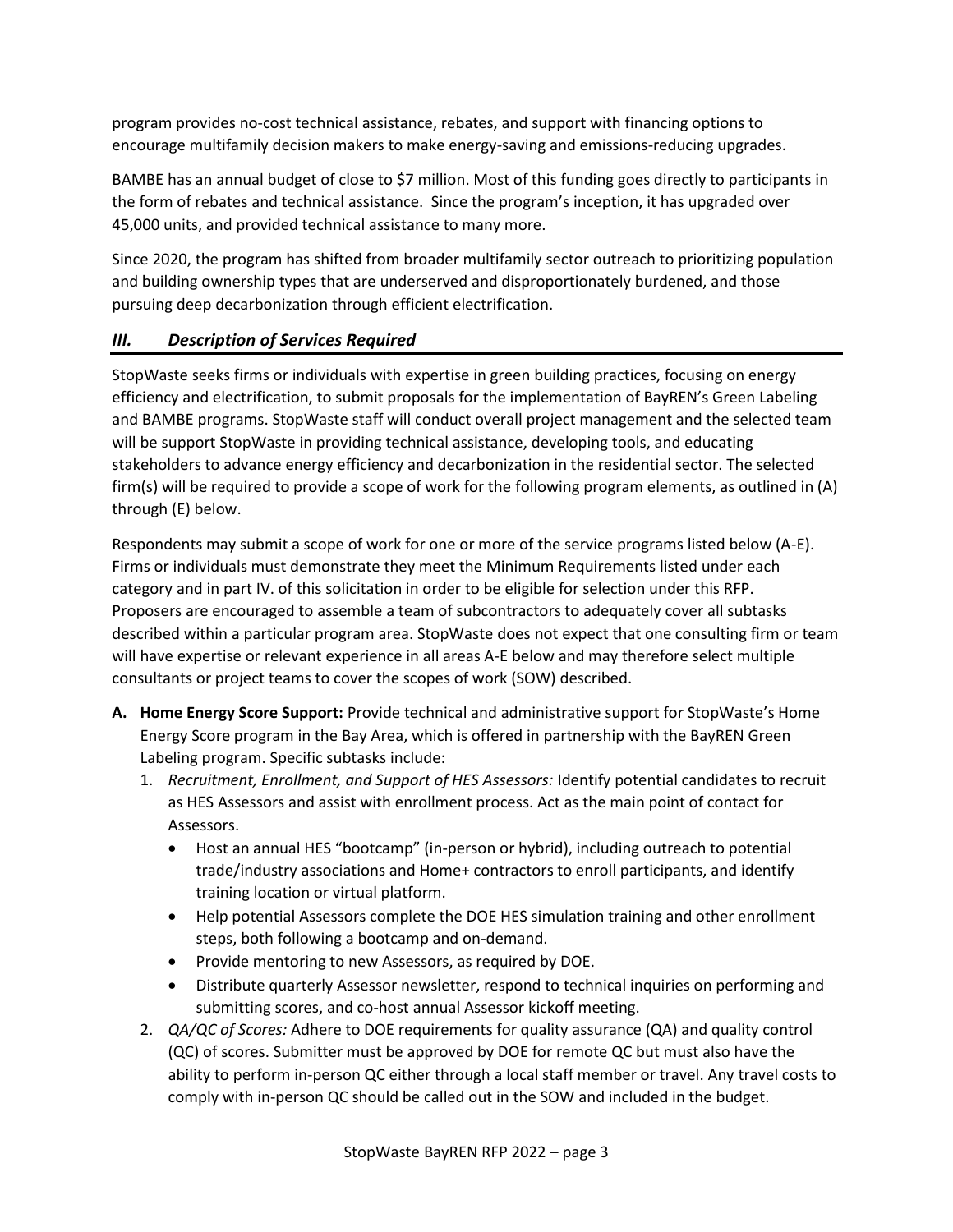program provides no-cost technical assistance, rebates, and support with financing options to encourage multifamily decision makers to make energy-saving and emissions-reducing upgrades.

BAMBE has an annual budget of close to $7 million. Most of this funding goes directly to participants in the form of rebates and technical assistance. Since the program's inception, it has upgraded over 45,000 units, and provided technical assistance to many more.

Since 2020, the program has shifted from broader multifamily sector outreach to prioritizing population and building ownership types that are underserved and disproportionately burdened, and those pursuing deep decarbonization through efficient electrification.

## *III. Description of Services Required*

StopWaste seeks firms or individuals with expertise in green building practices, focusing on energy efficiency and electrification, to submit proposals for the implementation of BayREN's Green Labeling and BAMBE programs. StopWaste staff will conduct overall project management and the selected team will be support StopWaste in providing technical assistance, developing tools, and educating stakeholders to advance energy efficiency and decarbonization in the residential sector. The selected firm(s) will be required to provide a scope of work for the following program elements, as outlined in (A) through (E) below.

Respondents may submit a scope of work for one or more of the service programs listed below (A-E). Firms or individuals must demonstrate they meet the Minimum Requirements listed under each category and in part IV. of this solicitation in order to be eligible for selection under this RFP. Proposers are encouraged to assemble a team of subcontractors to adequately cover all subtasks described within a particular program area. StopWaste does not expect that one consulting firm or team will have expertise or relevant experience in all areas A-E below and may therefore select multiple consultants or project teams to cover the scopes of work (SOW) described.

**A. Home Energy Score Support:** Provide technical and administrative support for StopWaste's Home Energy Score program in the Bay Area, which is offered in partnership with the BayREN Green Labeling program. Specific subtasks include:

1. *Recruitment, Enrollment, and Support of HES Assessors:* Identify potential candidates to recruit as HES Assessors and assist with enrollment process. Act as the main point of contact for Assessors.
   - Host an annual HES "bootcamp" (in-person or hybrid), including outreach to potential trade/industry associations and Home+ contractors to enroll participants, and identify training location or virtual platform.
   - Help potential Assessors complete the DOE HES simulation training and other enrollment steps, both following a bootcamp and on-demand.
   - Provide mentoring to new Assessors, as required by DOE.
   - Distribute quarterly Assessor newsletter, respond to technical inquiries on performing and submitting scores, and co-host annual Assessor kickoff meeting.
2. *QA/QC of Scores:* Adhere to DOE requirements for quality assurance (QA) and quality control (QC) of scores. Submitter must be approved by DOE for remote QC but must also have the ability to perform in-person QC either through a local staff member or travel. Any travel costs to comply with in-person QC should be called out in the SOW and included in the budget.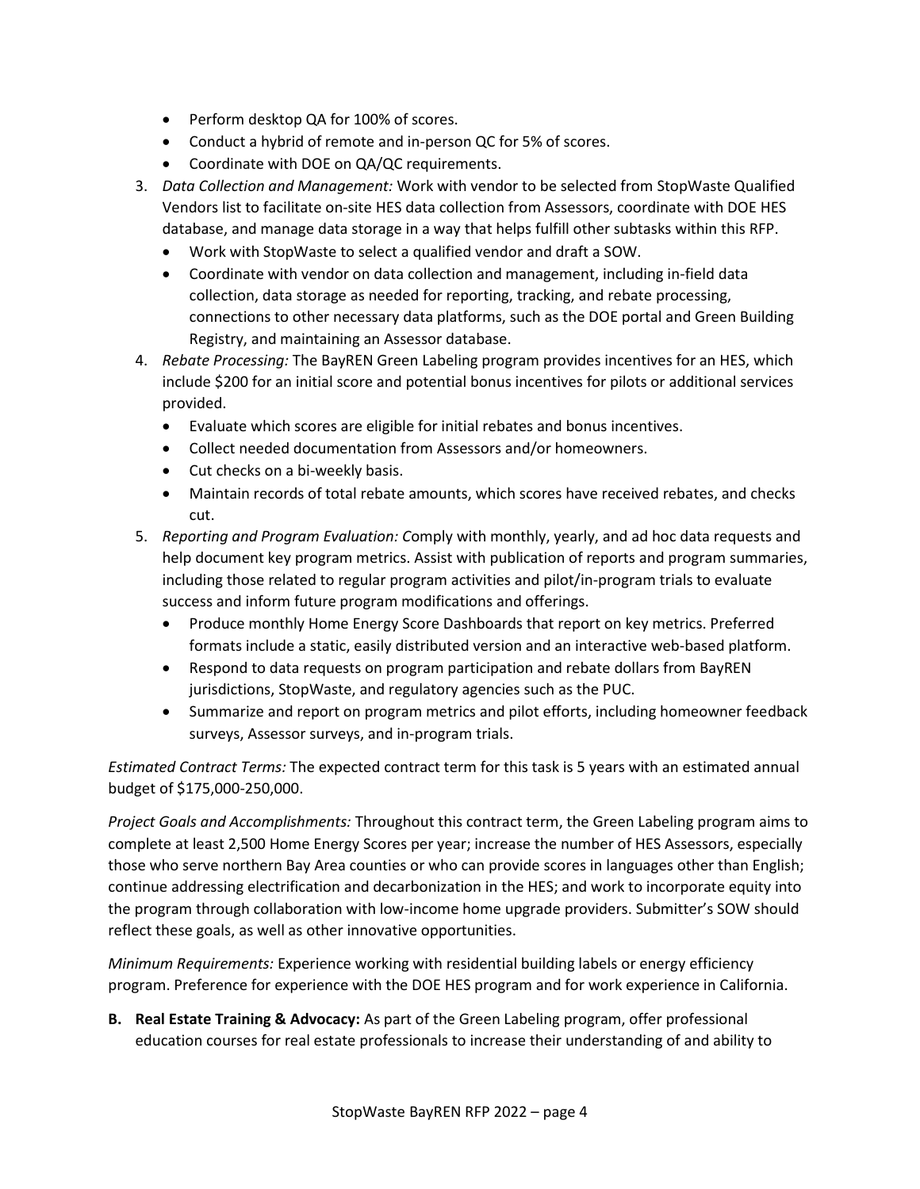- Perform desktop QA for 100% of scores.
- Conduct a hybrid of remote and in-person QC for 5% of scores.
- Coordinate with DOE on QA/QC requirements.

3. *Data Collection and Management:* Work with vendor to be selected from StopWaste Qualified Vendors list to facilitate on-site HES data collection from Assessors, coordinate with DOE HES database, and manage data storage in a way that helps fulfill other subtasks within this RFP.
   - Work with StopWaste to select a qualified vendor and draft a SOW.
   - Coordinate with vendor on data collection and management, including in-field data collection, data storage as needed for reporting, tracking, and rebate processing, connections to other necessary data platforms, such as the DOE portal and Green Building Registry, and maintaining an Assessor database.
4. *Rebate Processing:* The BayREN Green Labeling program provides incentives for an HES, which include $200 for an initial score and potential bonus incentives for pilots or additional services provided.
   - Evaluate which scores are eligible for initial rebates and bonus incentives.
   - Collect needed documentation from Assessors and/or homeowners.
   - Cut checks on a bi-weekly basis.
   - Maintain records of total rebate amounts, which scores have received rebates, and checks cut.
5. *Reporting and Program Evaluation: C*omply with monthly, yearly, and ad hoc data requests and help document key program metrics. Assist with publication of reports and program summaries, including those related to regular program activities and pilot/in-program trials to evaluate success and inform future program modifications and offerings.
   - Produce monthly Home Energy Score Dashboards that report on key metrics. Preferred formats include a static, easily distributed version and an interactive web-based platform.
   - Respond to data requests on program participation and rebate dollars from BayREN jurisdictions, StopWaste, and regulatory agencies such as the PUC.
   - Summarize and report on program metrics and pilot efforts, including homeowner feedback surveys, Assessor surveys, and in-program trials.

*Estimated Contract Terms:* The expected contract term for this task is 5 years with an estimated annual budget of $175,000-250,000.

*Project Goals and Accomplishments:* Throughout this contract term, the Green Labeling program aims to complete at least 2,500 Home Energy Scores per year; increase the number of HES Assessors, especially those who serve northern Bay Area counties or who can provide scores in languages other than English; continue addressing electrification and decarbonization in the HES; and work to incorporate equity into the program through collaboration with low-income home upgrade providers. Submitter's SOW should reflect these goals, as well as other innovative opportunities.

*Minimum Requirements:* Experience working with residential building labels or energy efficiency program. Preference for experience with the DOE HES program and for work experience in California.

**B. Real Estate Training & Advocacy:** As part of the Green Labeling program, offer professional education courses for real estate professionals to increase their understanding of and ability to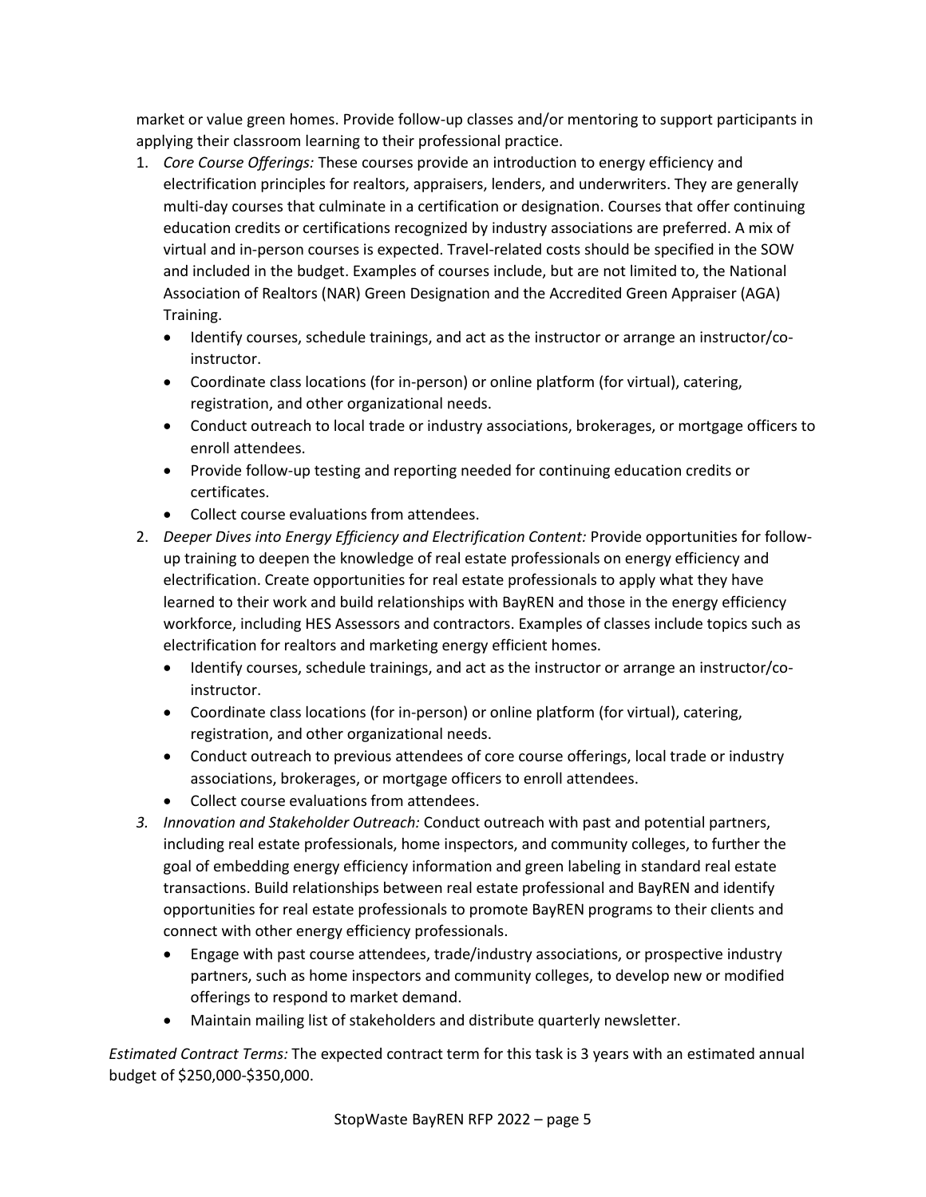market or value green homes. Provide follow-up classes and/or mentoring to support participants in applying their classroom learning to their professional practice.

1. *Core Course Offerings:* These courses provide an introduction to energy efficiency and electrification principles for realtors, appraisers, lenders, and underwriters. They are generally multi-day courses that culminate in a certification or designation. Courses that offer continuing education credits or certifications recognized by industry associations are preferred. A mix of virtual and in-person courses is expected. Travel-related costs should be specified in the SOW and included in the budget. Examples of courses include, but are not limited to, the National Association of Realtors (NAR) Green Designation and the Accredited Green Appraiser (AGA) Training.
   - Identify courses, schedule trainings, and act as the instructor or arrange an instructor/co-instructor.
   - Coordinate class locations (for in-person) or online platform (for virtual), catering, registration, and other organizational needs.
   - Conduct outreach to local trade or industry associations, brokerages, or mortgage officers to enroll attendees.
   - Provide follow-up testing and reporting needed for continuing education credits or certificates.
   - Collect course evaluations from attendees.
2. *Deeper Dives into Energy Efficiency and Electrification Content:* Provide opportunities for follow-up training to deepen the knowledge of real estate professionals on energy efficiency and electrification. Create opportunities for real estate professionals to apply what they have learned to their work and build relationships with BayREN and those in the energy efficiency workforce, including HES Assessors and contractors. Examples of classes include topics such as electrification for realtors and marketing energy efficient homes.
   - Identify courses, schedule trainings, and act as the instructor or arrange an instructor/co-instructor.
   - Coordinate class locations (for in-person) or online platform (for virtual), catering, registration, and other organizational needs.
   - Conduct outreach to previous attendees of core course offerings, local trade or industry associations, brokerages, or mortgage officers to enroll attendees.
   - Collect course evaluations from attendees.
3. *Innovation and Stakeholder Outreach:* Conduct outreach with past and potential partners, including real estate professionals, home inspectors, and community colleges, to further the goal of embedding energy efficiency information and green labeling in standard real estate transactions. Build relationships between real estate professional and BayREN and identify opportunities for real estate professionals to promote BayREN programs to their clients and connect with other energy efficiency professionals.
   - Engage with past course attendees, trade/industry associations, or prospective industry partners, such as home inspectors and community colleges, to develop new or modified offerings to respond to market demand.
   - Maintain mailing list of stakeholders and distribute quarterly newsletter.

*Estimated Contract Terms:* The expected contract term for this task is 3 years with an estimated annual budget of $250,000-$350,000.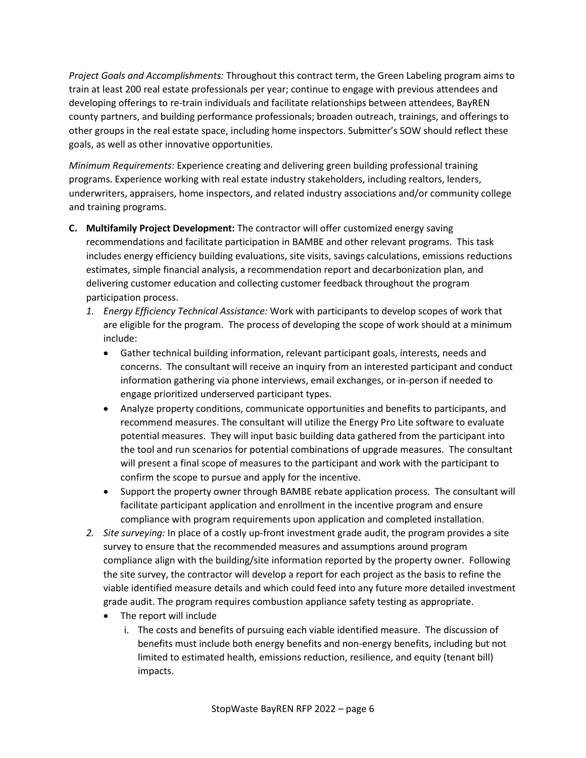*Project Goals and Accomplishments:* Throughout this contract term, the Green Labeling program aims to train at least 200 real estate professionals per year; continue to engage with previous attendees and developing offerings to re-train individuals and facilitate relationships between attendees, BayREN county partners, and building performance professionals; broaden outreach, trainings, and offerings to other groups in the real estate space, including home inspectors. Submitter's SOW should reflect these goals, as well as other innovative opportunities.

*Minimum Requirements*: Experience creating and delivering green building professional training programs. Experience working with real estate industry stakeholders, including realtors, lenders, underwriters, appraisers, home inspectors, and related industry associations and/or community college and training programs.

**C. Multifamily Project Development:** The contractor will offer customized energy saving recommendations and facilitate participation in BAMBE and other relevant programs. This task includes energy efficiency building evaluations, site visits, savings calculations, emissions reductions estimates, simple financial analysis, a recommendation report and decarbonization plan, and delivering customer education and collecting customer feedback throughout the program participation process.

1. *Energy Efficiency Technical Assistance:* Work with participants to develop scopes of work that are eligible for the program. The process of developing the scope of work should at a minimum include:
   - Gather technical building information, relevant participant goals, interests, needs and concerns. The consultant will receive an inquiry from an interested participant and conduct information gathering via phone interviews, email exchanges, or in-person if needed to engage prioritized underserved participant types.
   - Analyze property conditions, communicate opportunities and benefits to participants, and recommend measures. The consultant will utilize the Energy Pro Lite software to evaluate potential measures. They will input basic building data gathered from the participant into the tool and run scenarios for potential combinations of upgrade measures. The consultant will present a final scope of measures to the participant and work with the participant to confirm the scope to pursue and apply for the incentive.
   - Support the property owner through BAMBE rebate application process. The consultant will facilitate participant application and enrollment in the incentive program and ensure compliance with program requirements upon application and completed installation.
2. *Site surveying:* In place of a costly up-front investment grade audit, the program provides a site survey to ensure that the recommended measures and assumptions around program compliance align with the building/site information reported by the property owner. Following the site survey, the contractor will develop a report for each project as the basis to refine the viable identified measure details and which could feed into any future more detailed investment grade audit. The program requires combustion appliance safety testing as appropriate.
   - The report will include
     i. The costs and benefits of pursuing each viable identified measure. The discussion of benefits must include both energy benefits and non-energy benefits, including but not limited to estimated health, emissions reduction, resilience, and equity (tenant bill) impacts.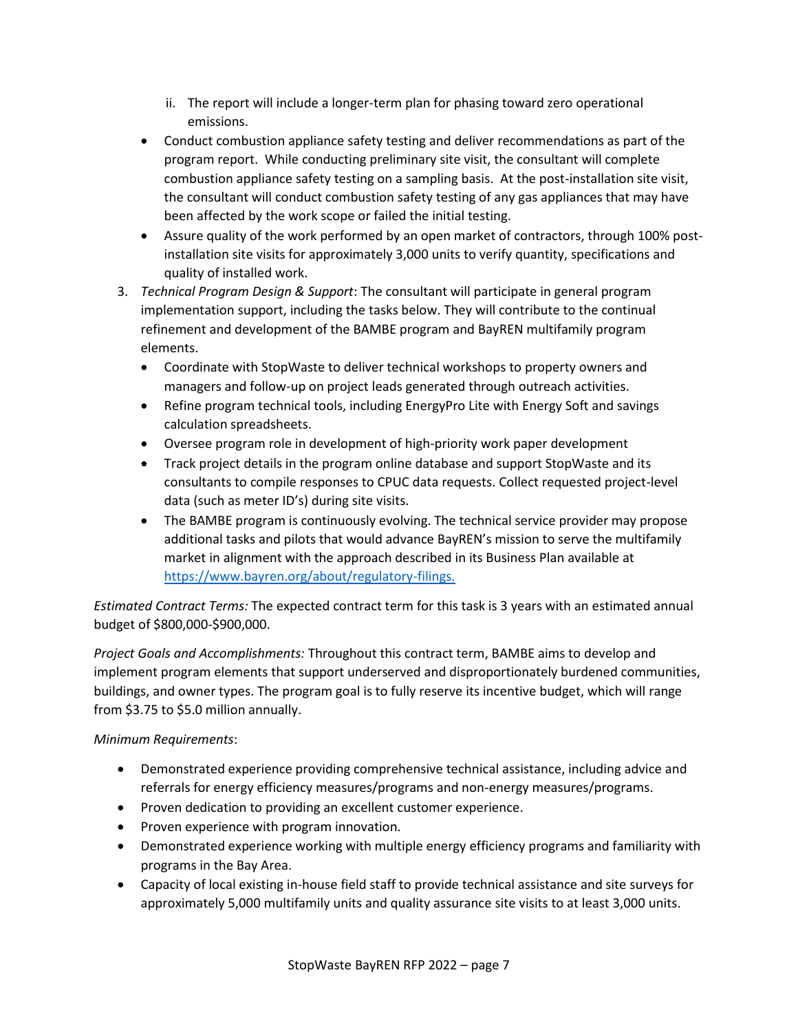ii. The report will include a longer-term plan for phasing toward zero operational emissions.

- Conduct combustion appliance safety testing and deliver recommendations as part of the program report. While conducting preliminary site visit, the consultant will complete combustion appliance safety testing on a sampling basis. At the post-installation site visit, the consultant will conduct combustion safety testing of any gas appliances that may have been affected by the work scope or failed the initial testing.
- Assure quality of the work performed by an open market of contractors, through 100% post-installation site visits for approximately 3,000 units to verify quantity, specifications and quality of installed work.

3. *Technical Program Design & Support*: The consultant will participate in general program implementation support, including the tasks below. They will contribute to the continual refinement and development of the BAMBE program and BayREN multifamily program elements.
   - Coordinate with StopWaste to deliver technical workshops to property owners and managers and follow-up on project leads generated through outreach activities.
   - Refine program technical tools, including EnergyPro Lite with Energy Soft and savings calculation spreadsheets.
   - Oversee program role in development of high-priority work paper development
   - Track project details in the program online database and support StopWaste and its consultants to compile responses to CPUC data requests. Collect requested project-level data (such as meter ID's) during site visits.
   - The BAMBE program is continuously evolving. The technical service provider may propose additional tasks and pilots that would advance BayREN's mission to serve the multifamily market in alignment with the approach described in its Business Plan available at [https://www.bayren.org/about/regulatory-filings.](https://www.bayren.org/about/regulatory-filings)

*Estimated Contract Terms:* The expected contract term for this task is 3 years with an estimated annual budget of $800,000-$900,000.

*Project Goals and Accomplishments:* Throughout this contract term, BAMBE aims to develop and implement program elements that support underserved and disproportionately burdened communities, buildings, and owner types. The program goal is to fully reserve its incentive budget, which will range from $3.75 to $5.0 million annually.

*Minimum Requirements*:

- Demonstrated experience providing comprehensive technical assistance, including advice and referrals for energy efficiency measures/programs and non-energy measures/programs.
- Proven dedication to providing an excellent customer experience.
- Proven experience with program innovation.
- Demonstrated experience working with multiple energy efficiency programs and familiarity with programs in the Bay Area.
- Capacity of local existing in-house field staff to provide technical assistance and site surveys for approximately 5,000 multifamily units and quality assurance site visits to at least 3,000 units.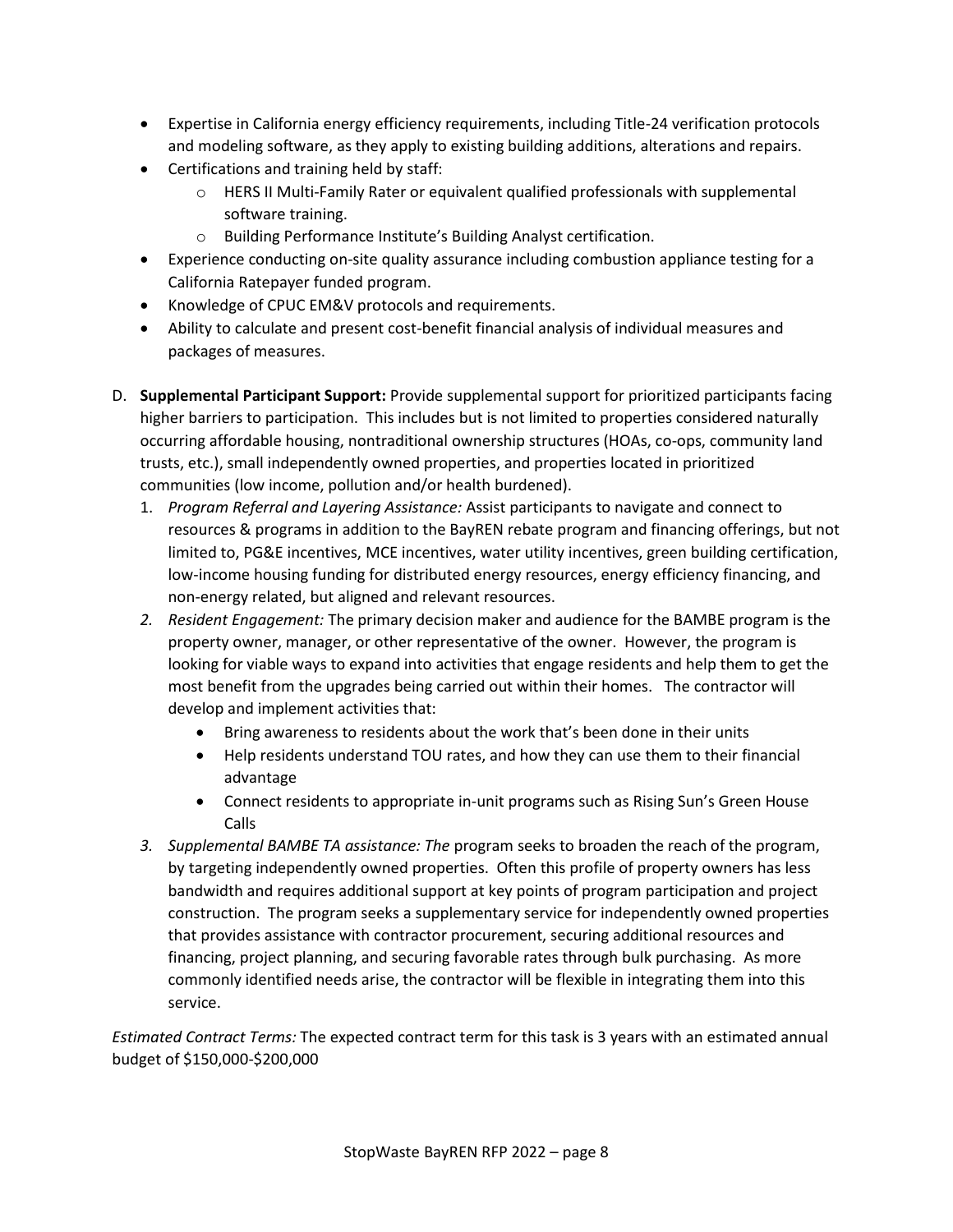- Expertise in California energy efficiency requirements, including Title-24 verification protocols and modeling software, as they apply to existing building additions, alterations and repairs.
- Certifications and training held by staff:
    - HERS II Multi-Family Rater or equivalent qualified professionals with supplemental software training.
    - Building Performance Institute's Building Analyst certification.
- Experience conducting on-site quality assurance including combustion appliance testing for a California Ratepayer funded program.
- Knowledge of CPUC EM&V protocols and requirements.
- Ability to calculate and present cost-benefit financial analysis of individual measures and packages of measures.

D. **Supplemental Participant Support:** Provide supplemental support for prioritized participants facing higher barriers to participation. This includes but is not limited to properties considered naturally occurring affordable housing, nontraditional ownership structures (HOAs, co-ops, community land trusts, etc.), small independently owned properties, and properties located in prioritized communities (low income, pollution and/or health burdened).

1. *Program Referral and Layering Assistance:* Assist participants to navigate and connect to resources & programs in addition to the BayREN rebate program and financing offerings, but not limited to, PG&E incentives, MCE incentives, water utility incentives, green building certification, low-income housing funding for distributed energy resources, energy efficiency financing, and non-energy related, but aligned and relevant resources.
2. *Resident Engagement:* The primary decision maker and audience for the BAMBE program is the property owner, manager, or other representative of the owner. However, the program is looking for viable ways to expand into activities that engage residents and help them to get the most benefit from the upgrades being carried out within their homes. The contractor will develop and implement activities that:
    - Bring awareness to residents about the work that's been done in their units
    - Help residents understand TOU rates, and how they can use them to their financial advantage
    - Connect residents to appropriate in-unit programs such as Rising Sun's Green House Calls
3. *Supplemental BAMBE TA assistance: The* program seeks to broaden the reach of the program, by targeting independently owned properties. Often this profile of property owners has less bandwidth and requires additional support at key points of program participation and project construction. The program seeks a supplementary service for independently owned properties that provides assistance with contractor procurement, securing additional resources and financing, project planning, and securing favorable rates through bulk purchasing. As more commonly identified needs arise, the contractor will be flexible in integrating them into this service.

*Estimated Contract Terms:* The expected contract term for this task is 3 years with an estimated annual budget of $150,000-$200,000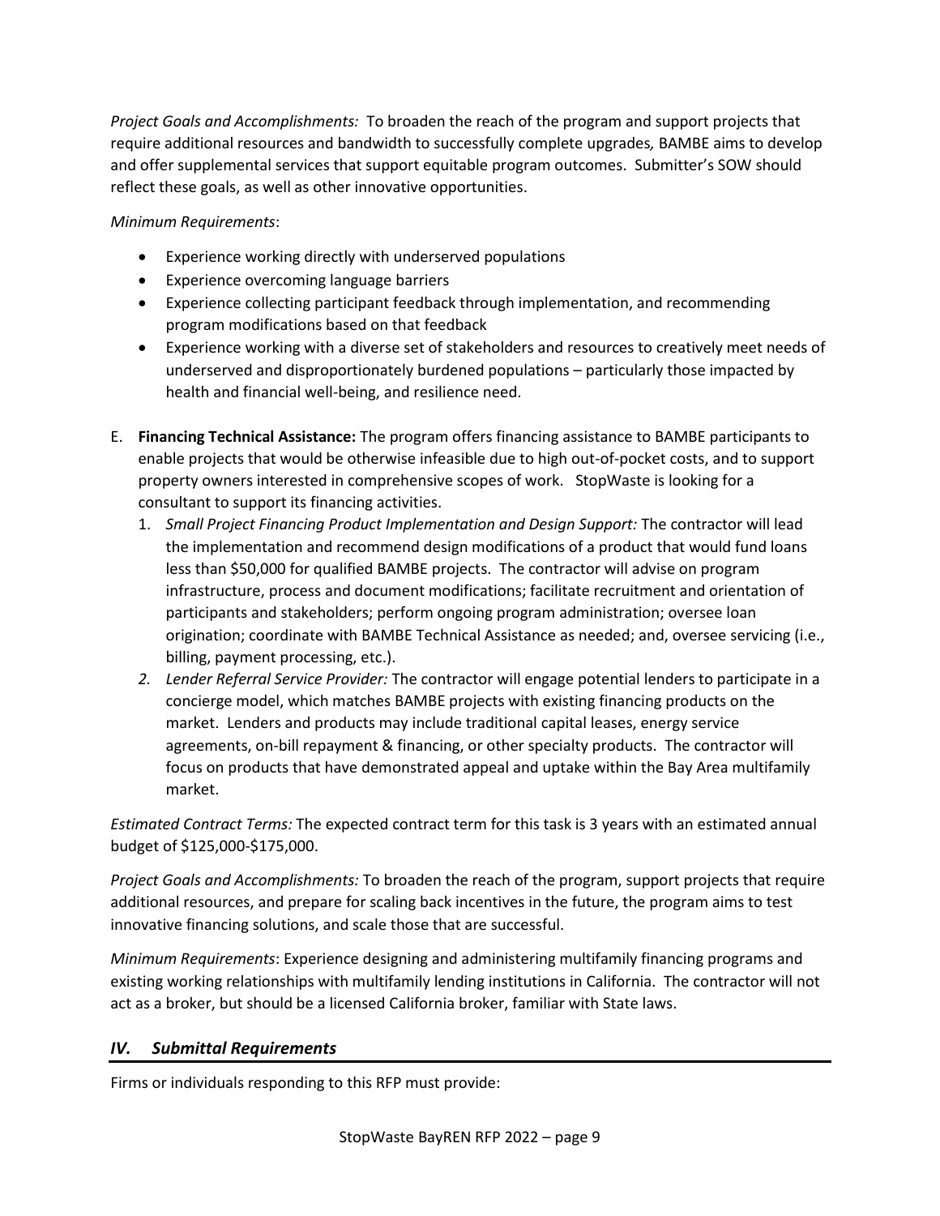*Project Goals and Accomplishments:* To broaden the reach of the program and support projects that require additional resources and bandwidth to successfully complete upgrades*,* BAMBE aims to develop and offer supplemental services that support equitable program outcomes. Submitter's SOW should reflect these goals, as well as other innovative opportunities.

*Minimum Requirements*:

- Experience working directly with underserved populations
- Experience overcoming language barriers
- Experience collecting participant feedback through implementation, and recommending program modifications based on that feedback
- Experience working with a diverse set of stakeholders and resources to creatively meet needs of underserved and disproportionately burdened populations – particularly those impacted by health and financial well-being, and resilience need.

E. **Financing Technical Assistance:** The program offers financing assistance to BAMBE participants to enable projects that would be otherwise infeasible due to high out-of-pocket costs, and to support property owners interested in comprehensive scopes of work. StopWaste is looking for a consultant to support its financing activities.
   1. *Small Project Financing Product Implementation and Design Support:* The contractor will lead the implementation and recommend design modifications of a product that would fund loans less than $50,000 for qualified BAMBE projects. The contractor will advise on program infrastructure, process and document modifications; facilitate recruitment and orientation of participants and stakeholders; perform ongoing program administration; oversee loan origination; coordinate with BAMBE Technical Assistance as needed; and, oversee servicing (i.e., billing, payment processing, etc.).
   2. *Lender Referral Service Provider:* The contractor will engage potential lenders to participate in a concierge model, which matches BAMBE projects with existing financing products on the market. Lenders and products may include traditional capital leases, energy service agreements, on-bill repayment & financing, or other specialty products. The contractor will focus on products that have demonstrated appeal and uptake within the Bay Area multifamily market.

*Estimated Contract Terms:* The expected contract term for this task is 3 years with an estimated annual budget of $125,000-$175,000.

*Project Goals and Accomplishments:* To broaden the reach of the program, support projects that require additional resources, and prepare for scaling back incentives in the future, the program aims to test innovative financing solutions, and scale those that are successful.

*Minimum Requirements*: Experience designing and administering multifamily financing programs and existing working relationships with multifamily lending institutions in California. The contractor will not act as a broker, but should be a licensed California broker, familiar with State laws.

## *IV. Submittal Requirements*

Firms or individuals responding to this RFP must provide: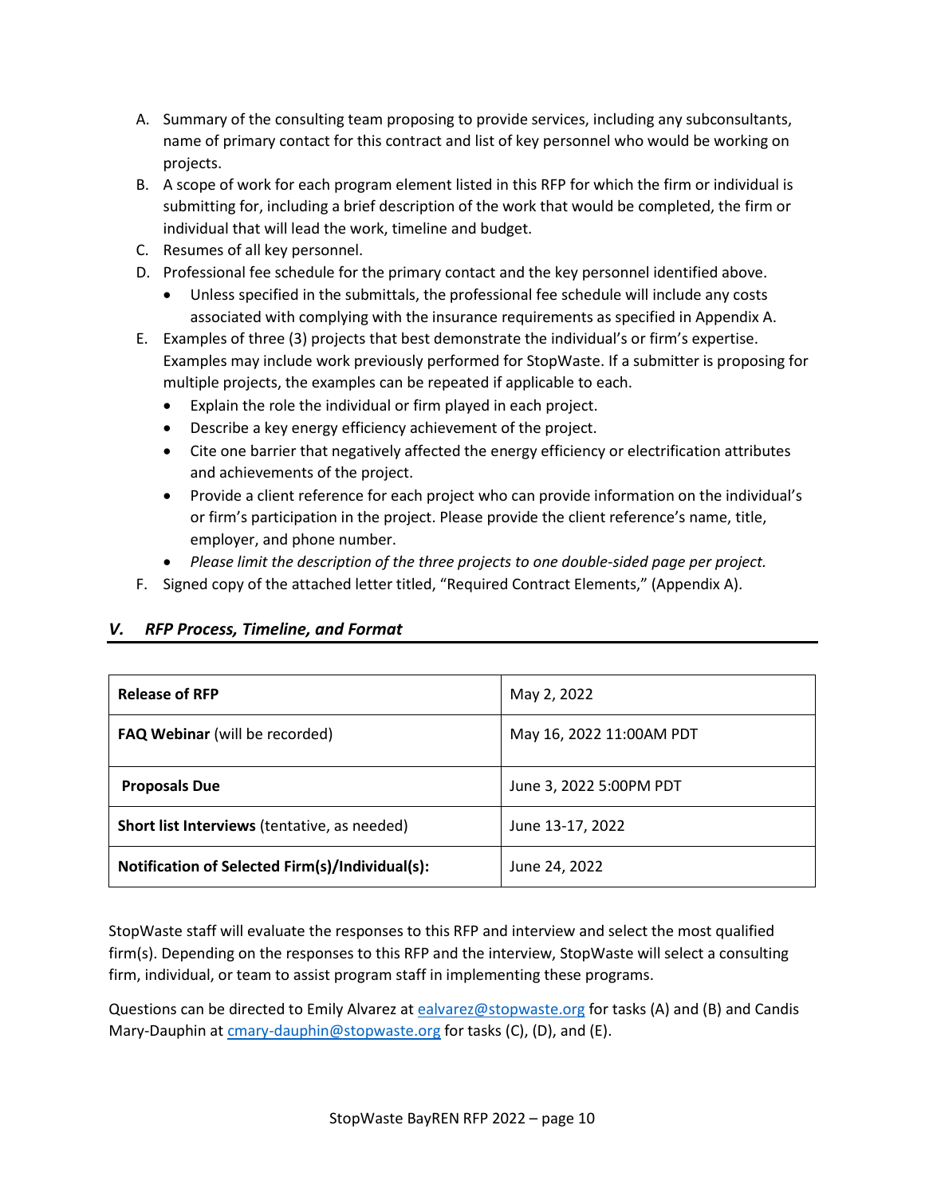A. Summary of the consulting team proposing to provide services, including any subconsultants, name of primary contact for this contract and list of key personnel who would be working on projects.
B. A scope of work for each program element listed in this RFP for which the firm or individual is submitting for, including a brief description of the work that would be completed, the firm or individual that will lead the work, timeline and budget.
C. Resumes of all key personnel.
D. Professional fee schedule for the primary contact and the key personnel identified above.
   - Unless specified in the submittals, the professional fee schedule will include any costs associated with complying with the insurance requirements as specified in Appendix A.
E. Examples of three (3) projects that best demonstrate the individual's or firm's expertise. Examples may include work previously performed for StopWaste. If a submitter is proposing for multiple projects, the examples can be repeated if applicable to each.
   - Explain the role the individual or firm played in each project.
   - Describe a key energy efficiency achievement of the project.
   - Cite one barrier that negatively affected the energy efficiency or electrification attributes and achievements of the project.
   - Provide a client reference for each project who can provide information on the individual's or firm's participation in the project. Please provide the client reference's name, title, employer, and phone number.
   - *Please limit the description of the three projects to one double-sided page per project.*
F. Signed copy of the attached letter titled, "Required Contract Elements," (Appendix A).

## *V. RFP Process, Timeline, and Format*

| | |
|---|---|
| **Release of RFP** | May 2, 2022 |
| **FAQ Webinar** (will be recorded) | May 16, 2022 11:00AM PDT |
| **Proposals Due** | June 3, 2022 5:00PM PDT |
| **Short list Interviews** (tentative, as needed) | June 13-17, 2022 |
| **Notification of Selected Firm(s)/Individual(s):** | June 24, 2022 |

StopWaste staff will evaluate the responses to this RFP and interview and select the most qualified firm(s). Depending on the responses to this RFP and the interview, StopWaste will select a consulting firm, individual, or team to assist program staff in implementing these programs.

Questions can be directed to Emily Alvarez at ealvarez@stopwaste.org for tasks (A) and (B) and Candis Mary-Dauphin at cmary-dauphin@stopwaste.org for tasks (C), (D), and (E).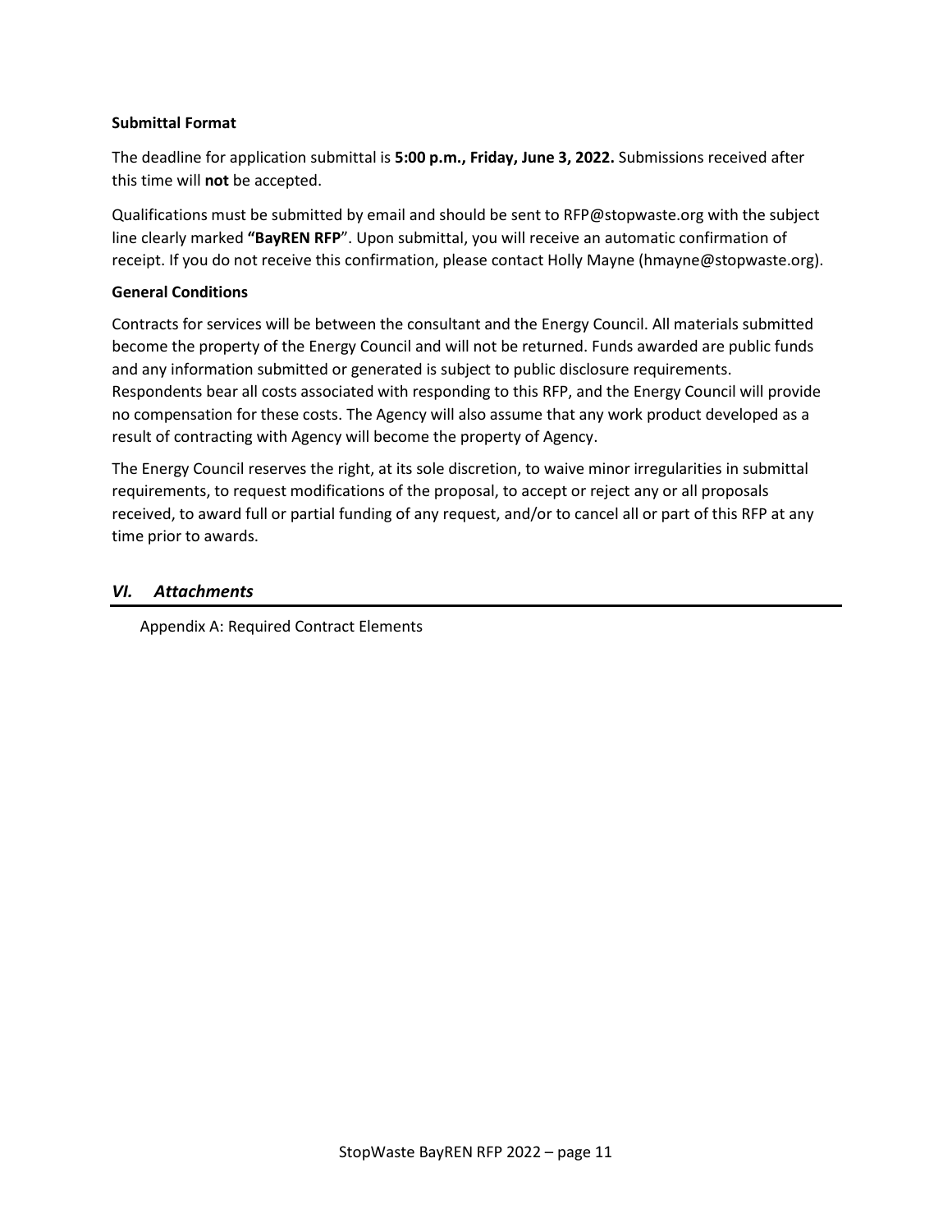**Submittal Format**

The deadline for application submittal is **5:00 p.m., Friday, June 3, 2022.** Submissions received after this time will **not** be accepted.

Qualifications must be submitted by email and should be sent to RFP@stopwaste.org with the subject line clearly marked **"BayREN RFP**". Upon submittal, you will receive an automatic confirmation of receipt. If you do not receive this confirmation, please contact Holly Mayne (hmayne@stopwaste.org).

**General Conditions**

Contracts for services will be between the consultant and the Energy Council. All materials submitted become the property of the Energy Council and will not be returned. Funds awarded are public funds and any information submitted or generated is subject to public disclosure requirements. Respondents bear all costs associated with responding to this RFP, and the Energy Council will provide no compensation for these costs. The Agency will also assume that any work product developed as a result of contracting with Agency will become the property of Agency.

The Energy Council reserves the right, at its sole discretion, to waive minor irregularities in submittal requirements, to request modifications of the proposal, to accept or reject any or all proposals received, to award full or partial funding of any request, and/or to cancel all or part of this RFP at any time prior to awards.

## *VI. Attachments*

Appendix A: Required Contract Elements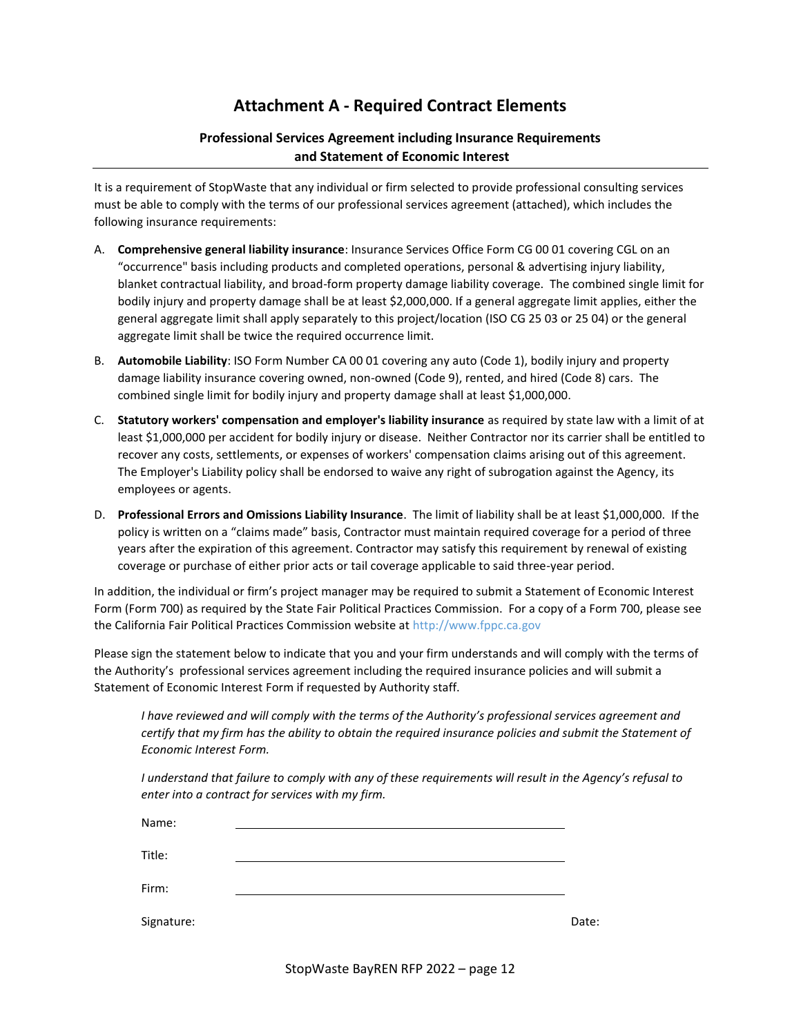# Attachment A - Required Contract Elements

### Professional Services Agreement including Insurance Requirements and Statement of Economic Interest

It is a requirement of StopWaste that any individual or firm selected to provide professional consulting services must be able to comply with the terms of our professional services agreement (attached), which includes the following insurance requirements:

A. **Comprehensive general liability insurance**: Insurance Services Office Form CG 00 01 covering CGL on an "occurrence" basis including products and completed operations, personal & advertising injury liability, blanket contractual liability, and broad-form property damage liability coverage. The combined single limit for bodily injury and property damage shall be at least $2,000,000. If a general aggregate limit applies, either the general aggregate limit shall apply separately to this project/location (ISO CG 25 03 or 25 04) or the general aggregate limit shall be twice the required occurrence limit.

B. **Automobile Liability**: ISO Form Number CA 00 01 covering any auto (Code 1), bodily injury and property damage liability insurance covering owned, non-owned (Code 9), rented, and hired (Code 8) cars. The combined single limit for bodily injury and property damage shall at least $1,000,000.

C. **Statutory workers' compensation and employer's liability insurance** as required by state law with a limit of at least $1,000,000 per accident for bodily injury or disease. Neither Contractor nor its carrier shall be entitled to recover any costs, settlements, or expenses of workers' compensation claims arising out of this agreement. The Employer's Liability policy shall be endorsed to waive any right of subrogation against the Agency, its employees or agents.

D. **Professional Errors and Omissions Liability Insurance**. The limit of liability shall be at least $1,000,000. If the policy is written on a "claims made" basis, Contractor must maintain required coverage for a period of three years after the expiration of this agreement. Contractor may satisfy this requirement by renewal of existing coverage or purchase of either prior acts or tail coverage applicable to said three-year period.

In addition, the individual or firm's project manager may be required to submit a Statement of Economic Interest Form (Form 700) as required by the State Fair Political Practices Commission. For a copy of a Form 700, please see the California Fair Political Practices Commission website at http://www.fppc.ca.gov

Please sign the statement below to indicate that you and your firm understands and will comply with the terms of the Authority's professional services agreement including the required insurance policies and will submit a Statement of Economic Interest Form if requested by Authority staff.

*I have reviewed and will comply with the terms of the Authority's professional services agreement and certify that my firm has the ability to obtain the required insurance policies and submit the Statement of Economic Interest Form.*

*I understand that failure to comply with any of these requirements will result in the Agency's refusal to enter into a contract for services with my firm.*

Name: ______________________________

Title: ______________________________

Firm: ______________________________

Signature: Date: